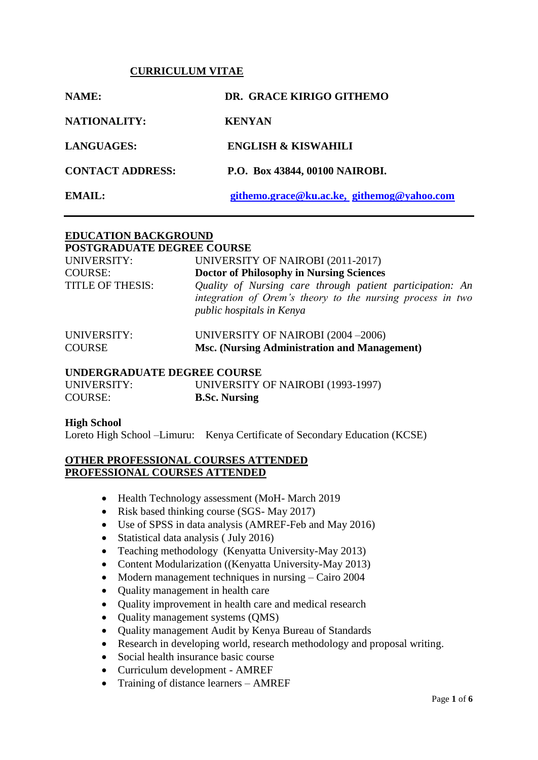# CURRICULUM VITAE

| | |
|---|---|
| **NAME:** | **DR. GRACE KIRIGO GITHEMO** |
| **NATIONALITY:** | **KENYAN** |
| **LANGUAGES:** | **ENGLISH & KISWAHILI** |
| **CONTACT ADDRESS:** | **P.O. Box 43844, 00100 NAIROBI.** |
| **EMAIL:** | **githemo.grace@ku.ac.ke, githemog@yahoo.com** |

---

## EDUCATION BACKGROUND

### POSTGRADUATE DEGREE COURSE

| | |
|---|---|
| UNIVERSITY: | UNIVERSITY OF NAIROBI (2011-2017) |
| COURSE: | **Doctor of Philosophy in Nursing Sciences** |
| TITLE OF THESIS: | *Quality of Nursing care through patient participation: An integration of Orem's theory to the nursing process in two public hospitals in Kenya* |
| UNIVERSITY: | UNIVERSITY OF NAIROBI (2004 –2006) |
| COURSE | **Msc. (Nursing Administration and Management)** |

### UNDERGRADUATE DEGREE COURSE

| | |
|---|---|
| UNIVERSITY: | UNIVERSITY OF NAIROBI (1993-1997) |
| COURSE: | **B.Sc. Nursing** |

**High School**

Loreto High School –Limuru: Kenya Certificate of Secondary Education (KCSE)

## OTHER PROFESSIONAL COURSES ATTENDED

## PROFESSIONAL COURSES ATTENDED

- Health Technology assessment (MoH- March 2019
- Risk based thinking course (SGS- May 2017)
- Use of SPSS in data analysis (AMREF-Feb and May 2016)
- Statistical data analysis ( July 2016)
- Teaching methodology (Kenyatta University-May 2013)
- Content Modularization ((Kenyatta University-May 2013)
- Modern management techniques in nursing – Cairo 2004
- Quality management in health care
- Quality improvement in health care and medical research
- Quality management systems (QMS)
- Quality management Audit by Kenya Bureau of Standards
- Research in developing world, research methodology and proposal writing.
- Social health insurance basic course
- Curriculum development - AMREF
- Training of distance learners – AMREF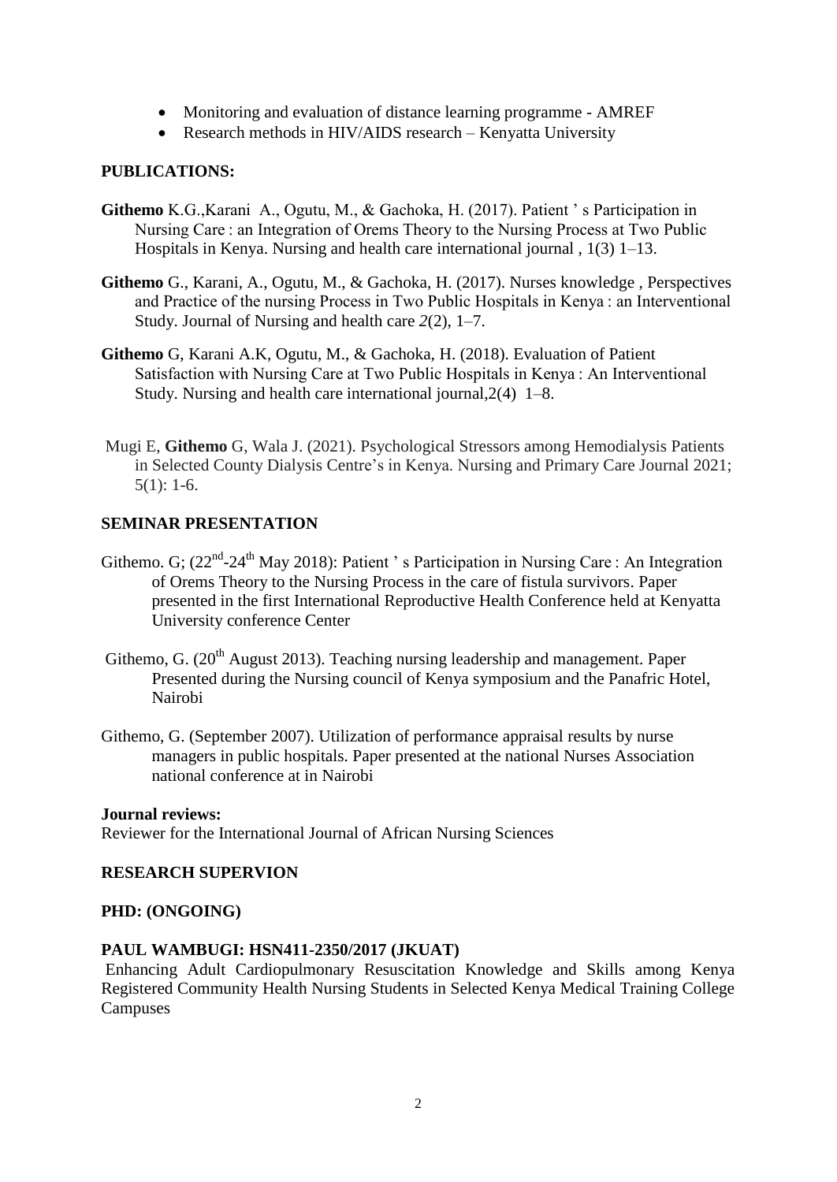- Monitoring and evaluation of distance learning programme - AMREF
- Research methods in HIV/AIDS research – Kenyatta University

## PUBLICATIONS:

**Githemo** K.G.,Karani A., Ogutu, M., & Gachoka, H. (2017). Patient ' s Participation in Nursing Care : an Integration of Orems Theory to the Nursing Process at Two Public Hospitals in Kenya. Nursing and health care international journal , 1(3) 1–13.

**Githemo** G., Karani, A., Ogutu, M., & Gachoka, H. (2017). Nurses knowledge , Perspectives and Practice of the nursing Process in Two Public Hospitals in Kenya : an Interventional Study. Journal of Nursing and health care *2*(2), 1–7.

**Githemo** G, Karani A.K, Ogutu, M., & Gachoka, H. (2018). Evaluation of Patient Satisfaction with Nursing Care at Two Public Hospitals in Kenya : An Interventional Study. Nursing and health care international journal,2(4) 1–8.

Mugi E, **Githemo** G, Wala J. (2021). Psychological Stressors among Hemodialysis Patients in Selected County Dialysis Centre's in Kenya. Nursing and Primary Care Journal 2021; 5(1): 1-6.

## SEMINAR PRESENTATION

Githemo. G; (22nd-24th May 2018): Patient ' s Participation in Nursing Care : An Integration of Orems Theory to the Nursing Process in the care of fistula survivors. Paper presented in the first International Reproductive Health Conference held at Kenyatta University conference Center

Githemo, G. (20th August 2013). Teaching nursing leadership and management. Paper Presented during the Nursing council of Kenya symposium and the Panafric Hotel, Nairobi

Githemo, G. (September 2007). Utilization of performance appraisal results by nurse managers in public hospitals. Paper presented at the national Nurses Association national conference at in Nairobi

**Journal reviews:**
Reviewer for the International Journal of African Nursing Sciences

## RESEARCH SUPERVION

### PHD: (ONGOING)

**PAUL WAMBUGI: HSN411-2350/2017 (JKUAT)**
Enhancing Adult Cardiopulmonary Resuscitation Knowledge and Skills among Kenya Registered Community Health Nursing Students in Selected Kenya Medical Training College Campuses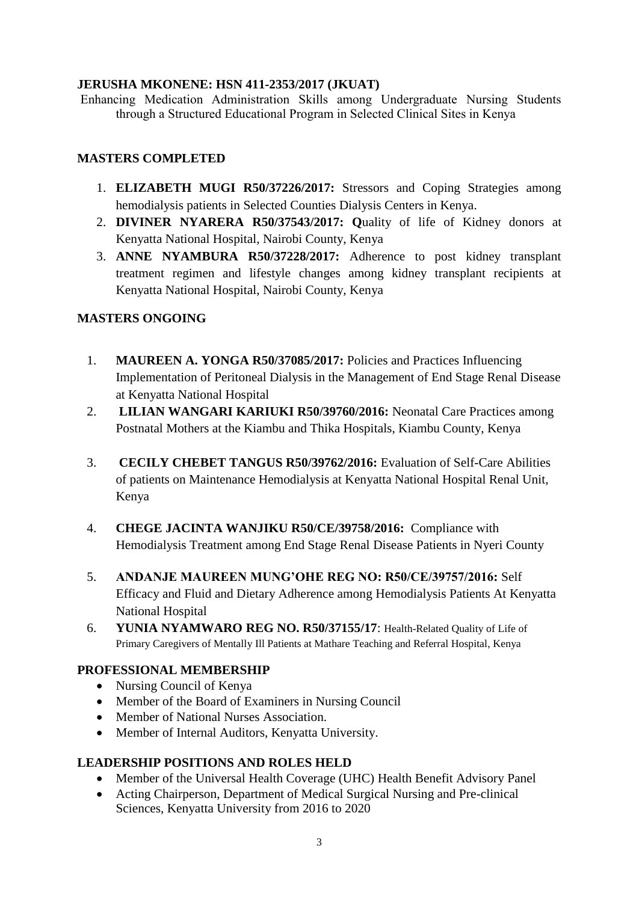**JERUSHA MKONENE: HSN 411-2353/2017 (JKUAT)**

Enhancing Medication Administration Skills among Undergraduate Nursing Students through a Structured Educational Program in Selected Clinical Sites in Kenya

## MASTERS COMPLETED

1. **ELIZABETH MUGI R50/37226/2017:** Stressors and Coping Strategies among hemodialysis patients in Selected Counties Dialysis Centers in Kenya.
2. **DIVINER NYARERA R50/37543/2017: Q**uality of life of Kidney donors at Kenyatta National Hospital, Nairobi County, Kenya
3. **ANNE NYAMBURA R50/37228/2017:** Adherence to post kidney transplant treatment regimen and lifestyle changes among kidney transplant recipients at Kenyatta National Hospital, Nairobi County, Kenya

## MASTERS ONGOING

1. **MAUREEN A. YONGA R50/37085/2017:** Policies and Practices Influencing Implementation of Peritoneal Dialysis in the Management of End Stage Renal Disease at Kenyatta National Hospital
2. **LILIAN WANGARI KARIUKI R50/39760/2016:** Neonatal Care Practices among Postnatal Mothers at the Kiambu and Thika Hospitals, Kiambu County, Kenya
3. **CECILY CHEBET TANGUS R50/39762/2016:** Evaluation of Self-Care Abilities of patients on Maintenance Hemodialysis at Kenyatta National Hospital Renal Unit, Kenya
4. **CHEGE JACINTA WANJIKU R50/CE/39758/2016:** Compliance with Hemodialysis Treatment among End Stage Renal Disease Patients in Nyeri County
5. **ANDANJE MAUREEN MUNG'OHE REG NO: R50/CE/39757/2016:** Self Efficacy and Fluid and Dietary Adherence among Hemodialysis Patients At Kenyatta National Hospital
6. **YUNIA NYAMWARO REG NO. R50/37155/17**: Health-Related Quality of Life of Primary Caregivers of Mentally Ill Patients at Mathare Teaching and Referral Hospital, Kenya

## PROFESSIONAL MEMBERSHIP

- Nursing Council of Kenya
- Member of the Board of Examiners in Nursing Council
- Member of National Nurses Association.
- Member of Internal Auditors, Kenyatta University.

## LEADERSHIP POSITIONS AND ROLES HELD

- Member of the Universal Health Coverage (UHC) Health Benefit Advisory Panel
- Acting Chairperson, Department of Medical Surgical Nursing and Pre-clinical Sciences, Kenyatta University from 2016 to 2020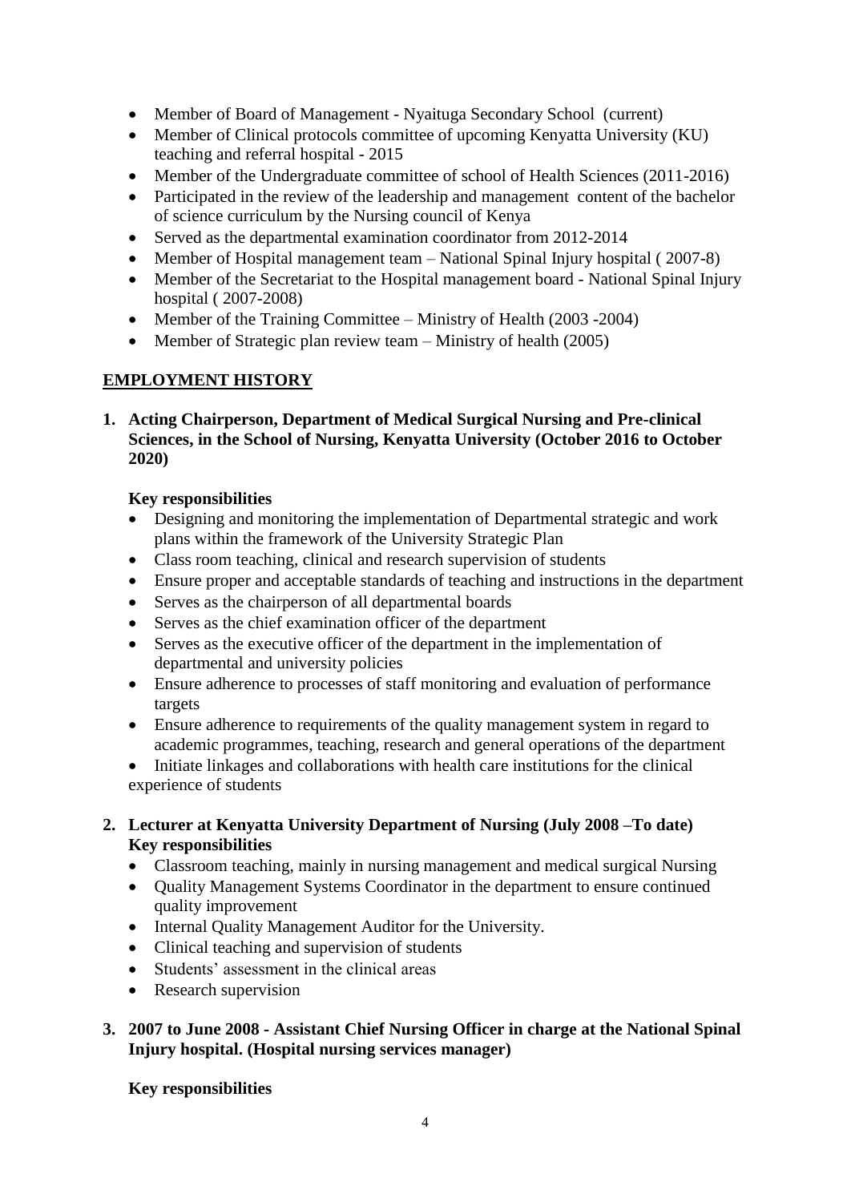- Member of Board of Management - Nyaituga Secondary School (current)
- Member of Clinical protocols committee of upcoming Kenyatta University (KU) teaching and referral hospital - 2015
- Member of the Undergraduate committee of school of Health Sciences (2011-2016)
- Participated in the review of the leadership and management content of the bachelor of science curriculum by the Nursing council of Kenya
- Served as the departmental examination coordinator from 2012-2014
- Member of Hospital management team – National Spinal Injury hospital ( 2007-8)
- Member of the Secretariat to the Hospital management board - National Spinal Injury hospital ( 2007-2008)
- Member of the Training Committee – Ministry of Health (2003 -2004)
- Member of Strategic plan review team – Ministry of health (2005)

## EMPLOYMENT HISTORY

**1. Acting Chairperson, Department of Medical Surgical Nursing and Pre-clinical Sciences, in the School of Nursing, Kenyatta University (October 2016 to October 2020)**

**Key responsibilities**

- Designing and monitoring the implementation of Departmental strategic and work plans within the framework of the University Strategic Plan
- Class room teaching, clinical and research supervision of students
- Ensure proper and acceptable standards of teaching and instructions in the department
- Serves as the chairperson of all departmental boards
- Serves as the chief examination officer of the department
- Serves as the executive officer of the department in the implementation of departmental and university policies
- Ensure adherence to processes of staff monitoring and evaluation of performance targets
- Ensure adherence to requirements of the quality management system in regard to academic programmes, teaching, research and general operations of the department
- Initiate linkages and collaborations with health care institutions for the clinical experience of students

**2. Lecturer at Kenyatta University Department of Nursing (July 2008 –To date)**
**Key responsibilities**

- Classroom teaching, mainly in nursing management and medical surgical Nursing
- Quality Management Systems Coordinator in the department to ensure continued quality improvement
- Internal Quality Management Auditor for the University.
- Clinical teaching and supervision of students
- Students' assessment in the clinical areas
- Research supervision

**3. 2007 to June 2008 - Assistant Chief Nursing Officer in charge at the National Spinal Injury hospital. (Hospital nursing services manager)**

**Key responsibilities**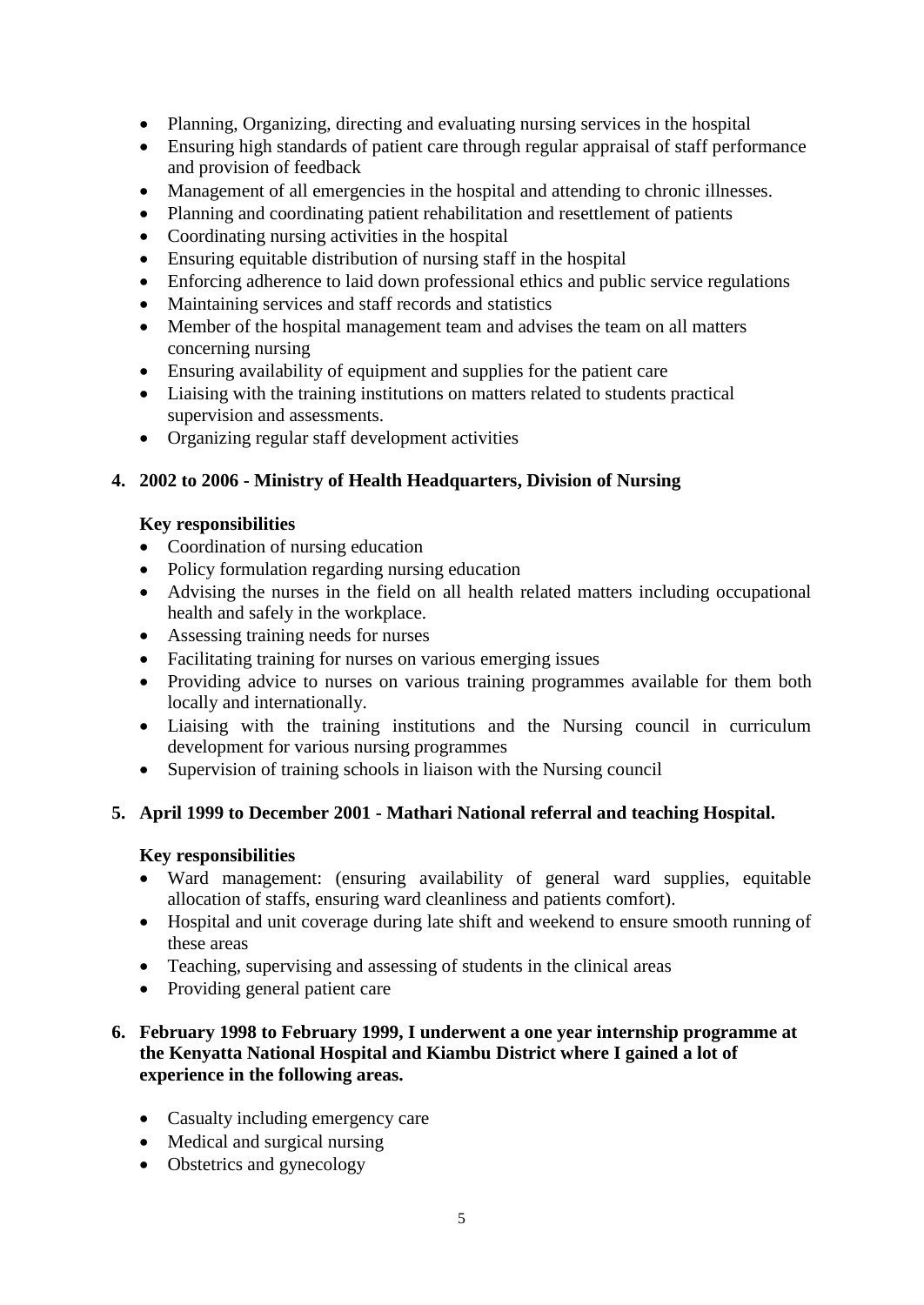- Planning, Organizing, directing and evaluating nursing services in the hospital
- Ensuring high standards of patient care through regular appraisal of staff performance and provision of feedback
- Management of all emergencies in the hospital and attending to chronic illnesses.
- Planning and coordinating patient rehabilitation and resettlement of patients
- Coordinating nursing activities in the hospital
- Ensuring equitable distribution of nursing staff in the hospital
- Enforcing adherence to laid down professional ethics and public service regulations
- Maintaining services and staff records and statistics
- Member of the hospital management team and advises the team on all matters concerning nursing
- Ensuring availability of equipment and supplies for the patient care
- Liaising with the training institutions on matters related to students practical supervision and assessments.
- Organizing regular staff development activities

4. **2002 to 2006 - Ministry of Health Headquarters, Division of Nursing**

   **Key responsibilities**
   - Coordination of nursing education
   - Policy formulation regarding nursing education
   - Advising the nurses in the field on all health related matters including occupational health and safely in the workplace.
   - Assessing training needs for nurses
   - Facilitating training for nurses on various emerging issues
   - Providing advice to nurses on various training programmes available for them both locally and internationally.
   - Liaising with the training institutions and the Nursing council in curriculum development for various nursing programmes
   - Supervision of training schools in liaison with the Nursing council

5. **April 1999 to December 2001 - Mathari National referral and teaching Hospital.**

   **Key responsibilities**
   - Ward management: (ensuring availability of general ward supplies, equitable allocation of staffs, ensuring ward cleanliness and patients comfort).
   - Hospital and unit coverage during late shift and weekend to ensure smooth running of these areas
   - Teaching, supervising and assessing of students in the clinical areas
   - Providing general patient care

6. **February 1998 to February 1999, I underwent a one year internship programme at the Kenyatta National Hospital and Kiambu District where I gained a lot of experience in the following areas.**

   - Casualty including emergency care
   - Medical and surgical nursing
   - Obstetrics and gynecology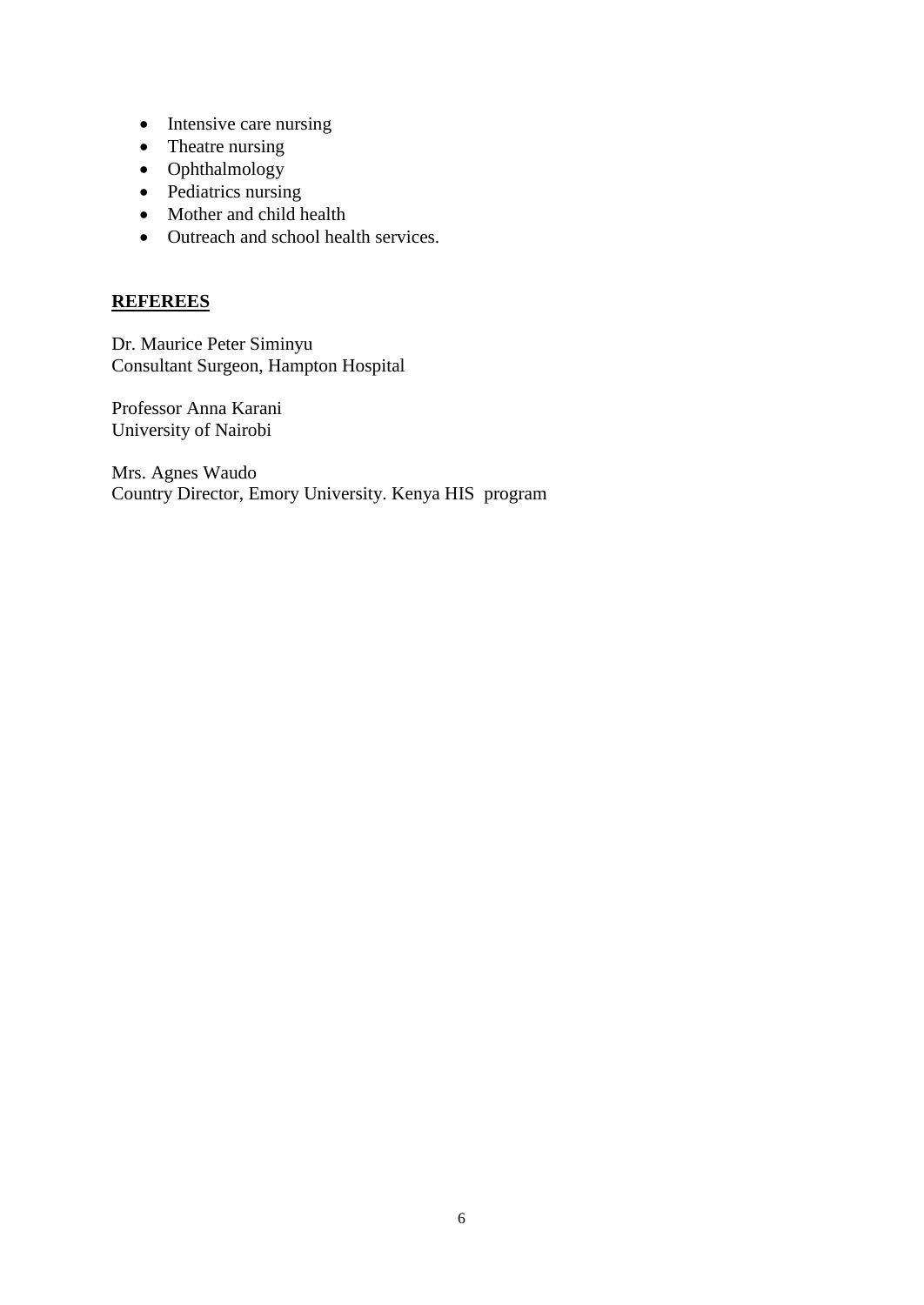- Intensive care nursing
- Theatre nursing
- Ophthalmology
- Pediatrics nursing
- Mother and child health
- Outreach and school health services.

## REFEREES

Dr. Maurice Peter Siminyu
Consultant Surgeon, Hampton Hospital

Professor Anna Karani
University of Nairobi

Mrs. Agnes Waudo
Country Director, Emory University. Kenya HIS program